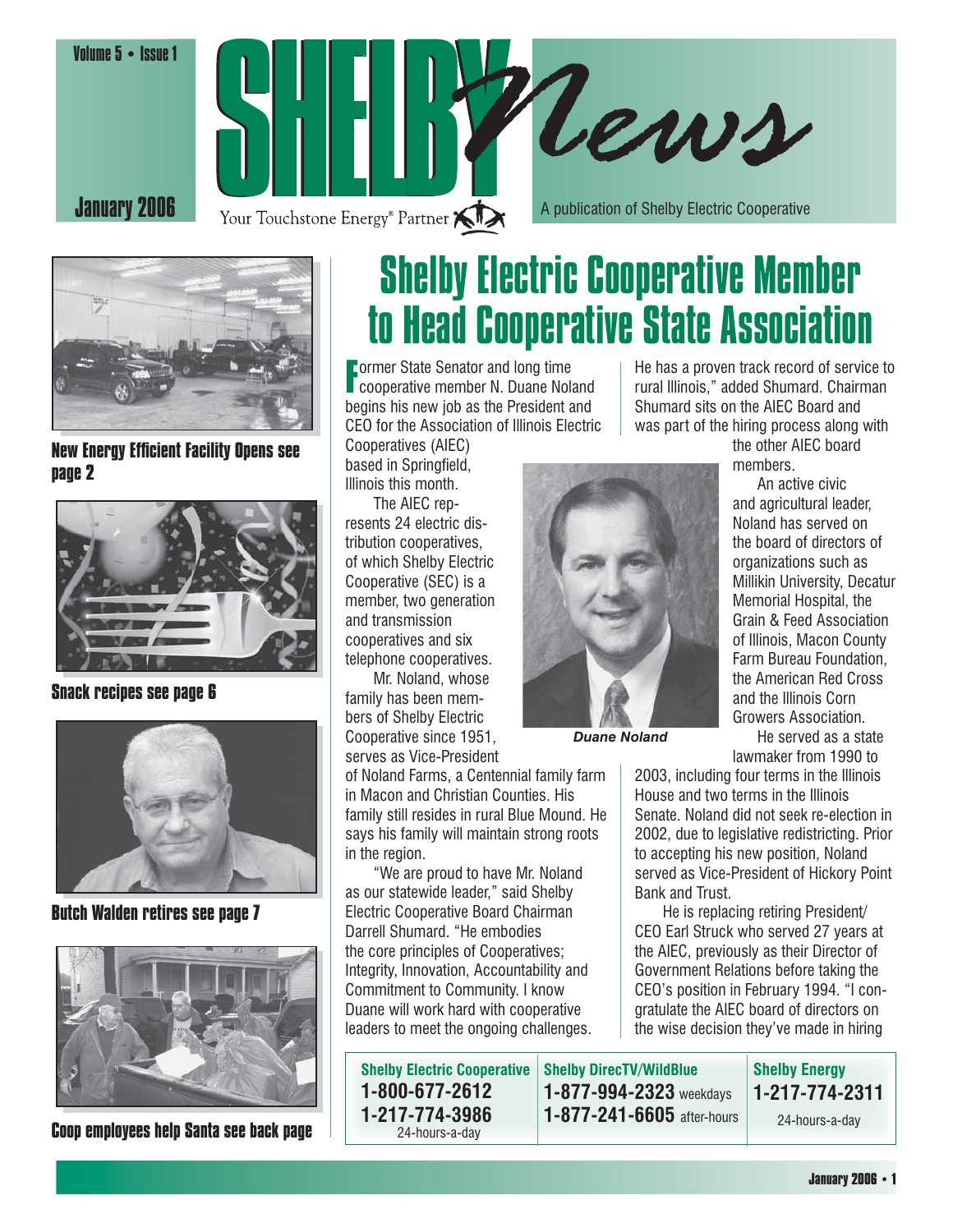Volume 5 • Issue 1

January 2006

# SHELBY News

Your Touchstone Energy® Partner

A publication of Shelby Electric Cooperative

**New Energy Efficient Facility Opens see page 2**

**Snack recipes see page 6**

**Butch Walden retires see page 7**

**Coop employees help Santa see back page**

# Shelby Electric Cooperative Member to Head Cooperative State Association

Former State Senator and long time cooperative member N. Duane Noland begins his new job as the President and CEO for the Association of Illinois Electric Cooperatives (AIEC) based in Springfield, Illinois this month.

The AIEC represents 24 electric distribution cooperatives, of which Shelby Electric Cooperative (SEC) is a member, two generation and transmission cooperatives and six telephone cooperatives.

Mr. Noland, whose family has been members of Shelby Electric Cooperative since 1951, serves as Vice-President of Noland Farms, a Centennial family farm in Macon and Christian Counties. His family still resides in rural Blue Mound. He says his family will maintain strong roots in the region.

"We are proud to have Mr. Noland as our statewide leader," said Shelby Electric Cooperative Board Chairman Darrell Shumard. "He embodies the core principles of Cooperatives; Integrity, Innovation, Accountability and Commitment to Community. I know Duane will work hard with cooperative leaders to meet the ongoing challenges. He has a proven track record of service to rural Illinois," added Shumard. Chairman Shumard sits on the AIEC Board and was part of the hiring process along with the other AIEC board members.

*Duane Noland*

An active civic and agricultural leader, Noland has served on the board of directors of organizations such as Millikin University, Decatur Memorial Hospital, the Grain & Feed Association of Illinois, Macon County Farm Bureau Foundation, the American Red Cross and the Illinois Corn Growers Association.

He served as a state lawmaker from 1990 to 2003, including four terms in the Illinois House and two terms in the Illinois Senate. Noland did not seek re-election in 2002, due to legislative redistricting. Prior to accepting his new position, Noland served as Vice-President of Hickory Point Bank and Trust.

He is replacing retiring President/CEO Earl Struck who served 27 years at the AIEC, previously as their Director of Government Relations before taking the CEO's position in February 1994. "I congratulate the AIEC board of directors on the wise decision they've made in hiring

| Shelby Electric Cooperative | Shelby DirecTV/WildBlue | Shelby Energy |
|---|---|---|
| 1-800-677-2612 | 1-877-994-2323 weekdays | 1-217-774-2311 |
| 1-217-774-3986 | 1-877-241-6605 after-hours | 24-hours-a-day |
| 24-hours-a-day | | |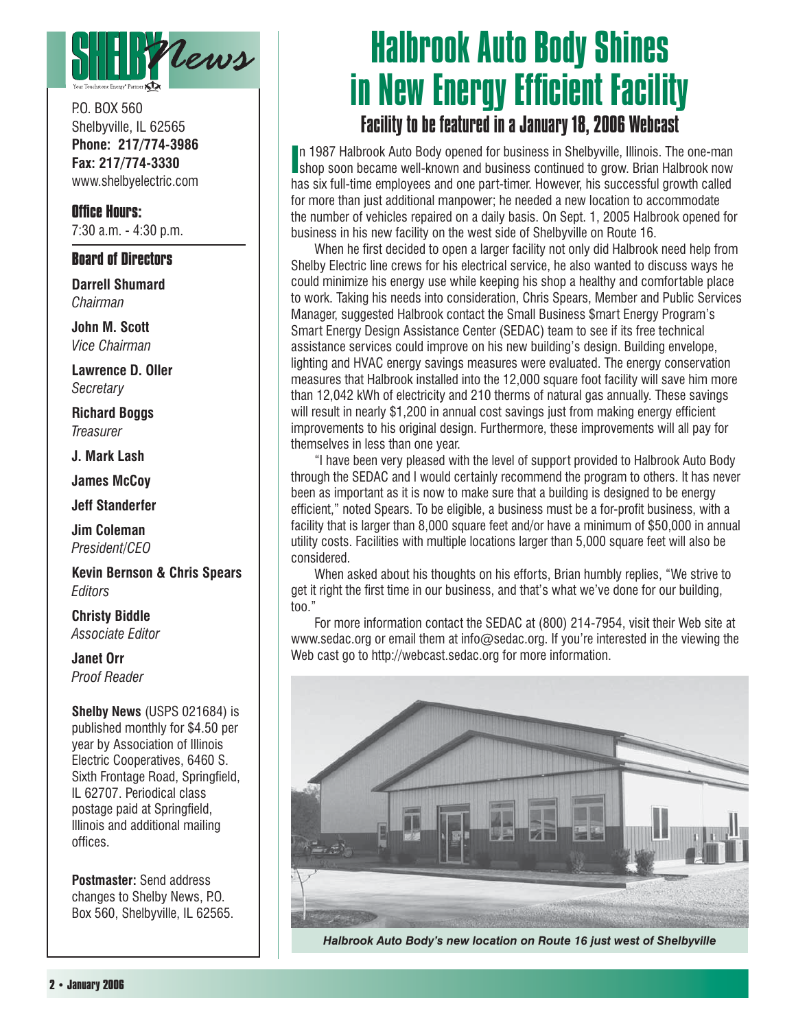# SHELBY News

Your Touchstone Energy® Partner

P.O. BOX 560
Shelbyville, IL 62565
**Phone: 217/774-3986**
**Fax: 217/774-3330**
www.shelbyelectric.com

**Office Hours:**
7:30 a.m. - 4:30 p.m.

**Board of Directors**

**Darrell Shumard**
*Chairman*

**John M. Scott**
*Vice Chairman*

**Lawrence D. Oller**
*Secretary*

**Richard Boggs**
*Treasurer*

**J. Mark Lash**

**James McCoy**

**Jeff Standerfer**

**Jim Coleman**
*President/CEO*

**Kevin Bernson & Chris Spears**
*Editors*

**Christy Biddle**
*Associate Editor*

**Janet Orr**
*Proof Reader*

**Shelby News** (USPS 021684) is published monthly for $4.50 per year by Association of Illinois Electric Cooperatives, 6460 S. Sixth Frontage Road, Springfield, IL 62707. Periodical class postage paid at Springfield, Illinois and additional mailing offices.

**Postmaster:** Send address changes to Shelby News, P.O. Box 560, Shelbyville, IL 62565.

# Halbrook Auto Body Shines in New Energy Efficient Facility

## Facility to be featured in a January 18, 2006 Webcast

In 1987 Halbrook Auto Body opened for business in Shelbyville, Illinois. The one-man shop soon became well-known and business continued to grow. Brian Halbrook now has six full-time employees and one part-timer. However, his successful growth called for more than just additional manpower; he needed a new location to accommodate the number of vehicles repaired on a daily basis. On Sept. 1, 2005 Halbrook opened for business in his new facility on the west side of Shelbyville on Route 16.

When he first decided to open a larger facility not only did Halbrook need help from Shelby Electric line crews for his electrical service, he also wanted to discuss ways he could minimize his energy use while keeping his shop a healthy and comfortable place to work. Taking his needs into consideration, Chris Spears, Member and Public Services Manager, suggested Halbrook contact the Small Business $mart Energy Program's Smart Energy Design Assistance Center (SEDAC) team to see if its free technical assistance services could improve on his new building's design. Building envelope, lighting and HVAC energy savings measures were evaluated. The energy conservation measures that Halbrook installed into the 12,000 square foot facility will save him more than 12,042 kWh of electricity and 210 therms of natural gas annually. These savings will result in nearly $1,200 in annual cost savings just from making energy efficient improvements to his original design. Furthermore, these improvements will all pay for themselves in less than one year.

"I have been very pleased with the level of support provided to Halbrook Auto Body through the SEDAC and I would certainly recommend the program to others. It has never been as important as it is now to make sure that a building is designed to be energy efficient," noted Spears. To be eligible, a business must be a for-profit business, with a facility that is larger than 8,000 square feet and/or have a minimum of $50,000 in annual utility costs. Facilities with multiple locations larger than 5,000 square feet will also be considered.

When asked about his thoughts on his efforts, Brian humbly replies, "We strive to get it right the first time in our business, and that's what we've done for our building, too."

For more information contact the SEDAC at (800) 214-7954, visit their Web site at www.sedac.org or email them at info@sedac.org. If you're interested in the viewing the Web cast go to http://webcast.sedac.org for more information.

*Halbrook Auto Body's new location on Route 16 just west of Shelbyville*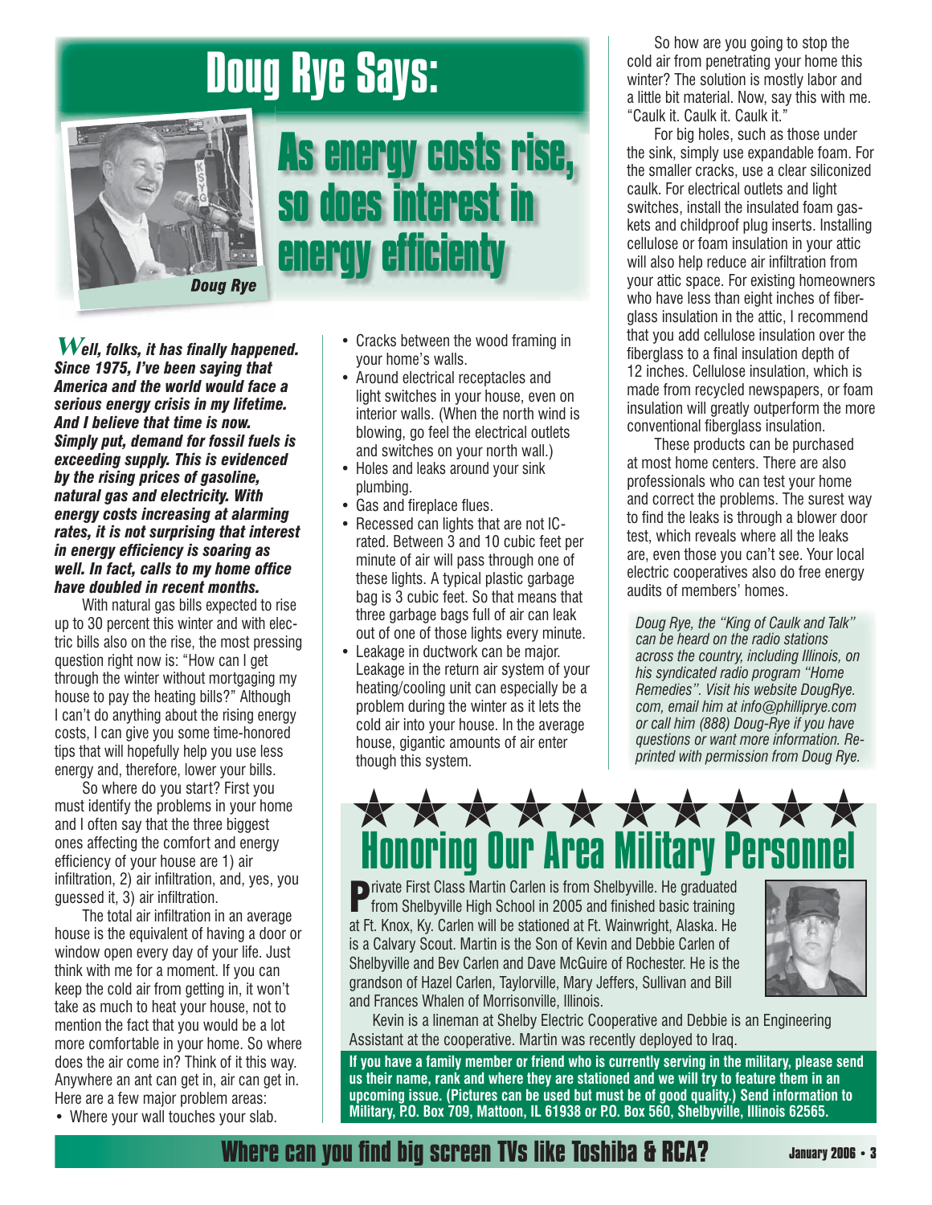# Doug Rye Says:

## As energy costs rise, so does interest in energy efficienty

*Doug Rye*

***Well, folks, it has finally happened. Since 1975, I've been saying that America and the world would face a serious energy crisis in my lifetime. And I believe that time is now. Simply put, demand for fossil fuels is exceeding supply. This is evidenced by the rising prices of gasoline, natural gas and electricity. With energy costs increasing at alarming rates, it is not surprising that interest in energy efficiency is soaring as well. In fact, calls to my home office have doubled in recent months.***

With natural gas bills expected to rise up to 30 percent this winter and with electric bills also on the rise, the most pressing question right now is: "How can I get through the winter without mortgaging my house to pay the heating bills?" Although I can't do anything about the rising energy costs, I can give you some time-honored tips that will hopefully help you use less energy and, therefore, lower your bills.

So where do you start? First you must identify the problems in your home and I often say that the three biggest ones affecting the comfort and energy efficiency of your house are 1) air infiltration, 2) air infiltration, and, yes, you guessed it, 3) air infiltration.

The total air infiltration in an average house is the equivalent of having a door or window open every day of your life. Just think with me for a moment. If you can keep the cold air from getting in, it won't take as much to heat your house, not to mention the fact that you would be a lot more comfortable in your home. So where does the air come in? Think of it this way. Anywhere an ant can get in, air can get in. Here are a few major problem areas:

- Where your wall touches your slab.
- Cracks between the wood framing in your home's walls.
- Around electrical receptacles and light switches in your house, even on interior walls. (When the north wind is blowing, go feel the electrical outlets and switches on your north wall.)
- Holes and leaks around your sink plumbing.
- Gas and fireplace flues.
- Recessed can lights that are not IC-rated. Between 3 and 10 cubic feet per minute of air will pass through one of these lights. A typical plastic garbage bag is 3 cubic feet. So that means that three garbage bags full of air can leak out of one of those lights every minute.
- Leakage in ductwork can be major. Leakage in the return air system of your heating/cooling unit can especially be a problem during the winter as it lets the cold air into your house. In the average house, gigantic amounts of air enter though this system.

So how are you going to stop the cold air from penetrating your home this winter? The solution is mostly labor and a little bit material. Now, say this with me. "Caulk it. Caulk it. Caulk it."

For big holes, such as those under the sink, simply use expandable foam. For the smaller cracks, use a clear siliconized caulk. For electrical outlets and light switches, install the insulated foam gaskets and childproof plug inserts. Installing cellulose or foam insulation in your attic will also help reduce air infiltration from your attic space. For existing homeowners who have less than eight inches of fiberglass insulation in the attic, I recommend that you add cellulose insulation over the fiberglass to a final insulation depth of 12 inches. Cellulose insulation, which is made from recycled newspapers, or foam insulation will greatly outperform the more conventional fiberglass insulation.

These products can be purchased at most home centers. There are also professionals who can test your home and correct the problems. The surest way to find the leaks is through a blower door test, which reveals where all the leaks are, even those you can't see. Your local electric cooperatives also do free energy audits of members' homes.

*Doug Rye, the "King of Caulk and Talk" can be heard on the radio stations across the country, including Illinois, on his syndicated radio program "Home Remedies". Visit his website DougRye.com, email him at info@phillipryе.com or call him (888) Doug-Rye if you have questions or want more information. Reprinted with permission from Doug Rye.*

# Honoring Our Area Military Personnel

Private First Class Martin Carlen is from Shelbyville. He graduated from Shelbyville High School in 2005 and finished basic training at Ft. Knox, Ky. Carlen will be stationed at Ft. Wainwright, Alaska. He is a Calvary Scout. Martin is the Son of Kevin and Debbie Carlen of Shelbyville and Bev Carlen and Dave McGuire of Rochester. He is the grandson of Hazel Carlen, Taylorville, Mary Jeffers, Sullivan and Bill and Frances Whalen of Morrisonville, Illinois.

Kevin is a lineman at Shelby Electric Cooperative and Debbie is an Engineering Assistant at the cooperative. Martin was recently deployed to Iraq.

**If you have a family member or friend who is currently serving in the military, please send us their name, rank and where they are stationed and we will try to feature them in an upcoming issue. (Pictures can be used but must be of good quality.) Send information to Military, P.O. Box 709, Mattoon, IL 61938 or P.O. Box 560, Shelbyville, Illinois 62565.**

**Where can you find big screen TVs like Toshiba & RCA?**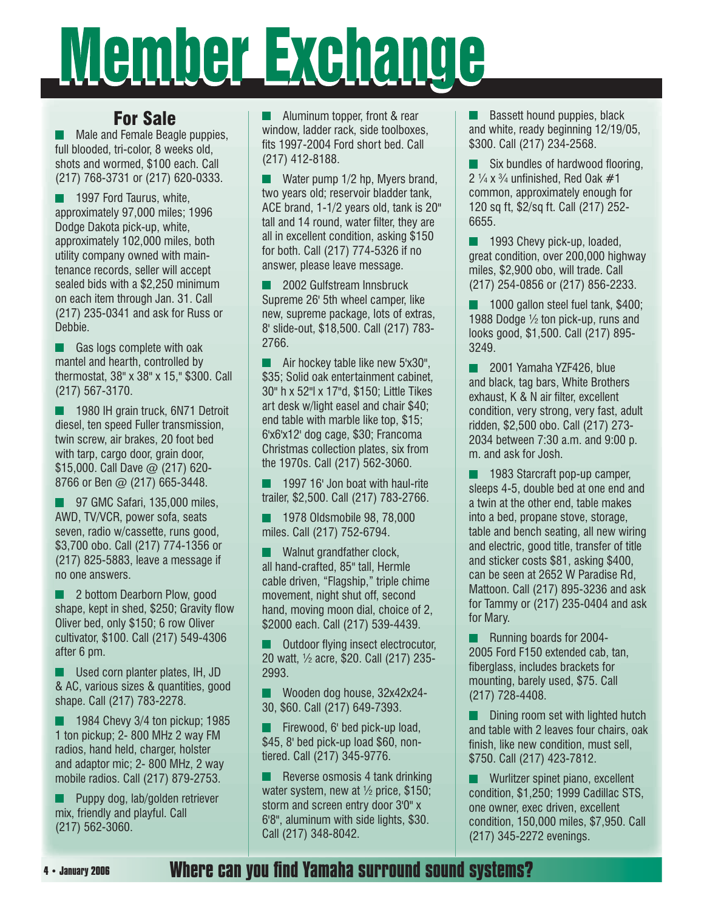# Member Exchange

## For Sale

- Male and Female Beagle puppies, full blooded, tri-color, 8 weeks old, shots and wormed, $100 each. Call (217) 768-3731 or (217) 620-0333.

- 1997 Ford Taurus, white, approximately 97,000 miles; 1996 Dodge Dakota pick-up, white, approximately 102,000 miles, both utility company owned with maintenance records, seller will accept sealed bids with a $2,250 minimum on each item through Jan. 31. Call (217) 235-0341 and ask for Russ or Debbie.

- Gas logs complete with oak mantel and hearth, controlled by thermostat, 38" x 38" x 15," $300. Call (217) 567-3170.

- 1980 IH grain truck, 6N71 Detroit diesel, ten speed Fuller transmission, twin screw, air brakes, 20 foot bed with tarp, cargo door, grain door, $15,000. Call Dave @ (217) 620-8766 or Ben @ (217) 665-3448.

- 97 GMC Safari, 135,000 miles, AWD, TV/VCR, power sofa, seats seven, radio w/cassette, runs good, $3,700 obo. Call (217) 774-1356 or (217) 825-5883, leave a message if no one answers.

- 2 bottom Dearborn Plow, good shape, kept in shed, $250; Gravity flow Oliver bed, only $150; 6 row Oliver cultivator, $100. Call (217) 549-4306 after 6 pm.

- Used corn planter plates, IH, JD & AC, various sizes & quantities, good shape. Call (217) 783-2278.

- 1984 Chevy 3/4 ton pickup; 1985 1 ton pickup; 2- 800 MHz 2 way FM radios, hand held, charger, holster and adaptor mic; 2- 800 MHz, 2 way mobile radios. Call (217) 879-2753.

- Puppy dog, lab/golden retriever mix, friendly and playful. Call (217) 562-3060.

- Aluminum topper, front & rear window, ladder rack, side toolboxes, fits 1997-2004 Ford short bed. Call (217) 412-8188.

- Water pump 1/2 hp, Myers brand, two years old; reservoir bladder tank, ACE brand, 1-1/2 years old, tank is 20" tall and 14 round, water filter, they are all in excellent condition, asking $150 for both. Call (217) 774-5326 if no answer, please leave message.

- 2002 Gulfstream Innsbruck Supreme 26' 5th wheel camper, like new, supreme package, lots of extras, 8' slide-out, $18,500. Call (217) 783-2766.

- Air hockey table like new 5'x30", $35; Solid oak entertainment cabinet, 30" h x 52"l x 17"d, $150; Little Tikes art desk w/light easel and chair $40; end table with marble like top, $15; 6'x6'x12' dog cage, $30; Francoma Christmas collection plates, six from the 1970s. Call (217) 562-3060.

- 1997 16' Jon boat with haul-rite trailer, $2,500. Call (217) 783-2766.

- 1978 Oldsmobile 98, 78,000 miles. Call (217) 752-6794.

- Walnut grandfather clock, all hand-crafted, 85" tall, Hermle cable driven, "Flagship," triple chime movement, night shut off, second hand, moving moon dial, choice of 2, $2000 each. Call (217) 539-4439.

- Outdoor flying insect electrocutor, 20 watt, ½ acre, $20. Call (217) 235-2993.

- Wooden dog house, 32x42x24-30, $60. Call (217) 649-7393.

- Firewood, 6' bed pick-up load, $45, 8' bed pick-up load $60, non-tiered. Call (217) 345-9776.

- Reverse osmosis 4 tank drinking water system, new at ½ price, $150; storm and screen entry door 3'0" x 6'8", aluminum with side lights, $30. Call (217) 348-8042.

- Bassett hound puppies, black and white, ready beginning 12/19/05, $300. Call (217) 234-2568.

- Six bundles of hardwood flooring, 2 ¼ x ¾ unfinished, Red Oak #1 common, approximately enough for 120 sq ft, $2/sq ft. Call (217) 252-6655.

- 1993 Chevy pick-up, loaded, great condition, over 200,000 highway miles, $2,900 obo, will trade. Call (217) 254-0856 or (217) 856-2233.

- 1000 gallon steel fuel tank, $400; 1988 Dodge ½ ton pick-up, runs and looks good, $1,500. Call (217) 895-3249.

- 2001 Yamaha YZF426, blue and black, tag bars, White Brothers exhaust, K & N air filter, excellent condition, very strong, very fast, adult ridden, $2,500 obo. Call (217) 273-2034 between 7:30 a.m. and 9:00 p. m. and ask for Josh.

- 1983 Starcraft pop-up camper, sleeps 4-5, double bed at one end and a twin at the other end, table makes into a bed, propane stove, storage, table and bench seating, all new wiring and electric, good title, transfer of title and sticker costs $81, asking $400, can be seen at 2652 W Paradise Rd, Mattoon. Call (217) 895-3236 and ask for Tammy or (217) 235-0404 and ask for Mary.

- Running boards for 2004-2005 Ford F150 extended cab, tan, fiberglass, includes brackets for mounting, barely used, $75. Call (217) 728-4408.

- Dining room set with lighted hutch and table with 2 leaves four chairs, oak finish, like new condition, must sell, $750. Call (217) 423-7812.

- Wurlitzer spinet piano, excellent condition, $1,250; 1999 Cadillac STS, one owner, exec driven, excellent condition, 150,000 miles, $7,950. Call (217) 345-2272 evenings.

**Where can you find Yamaha surround sound systems?**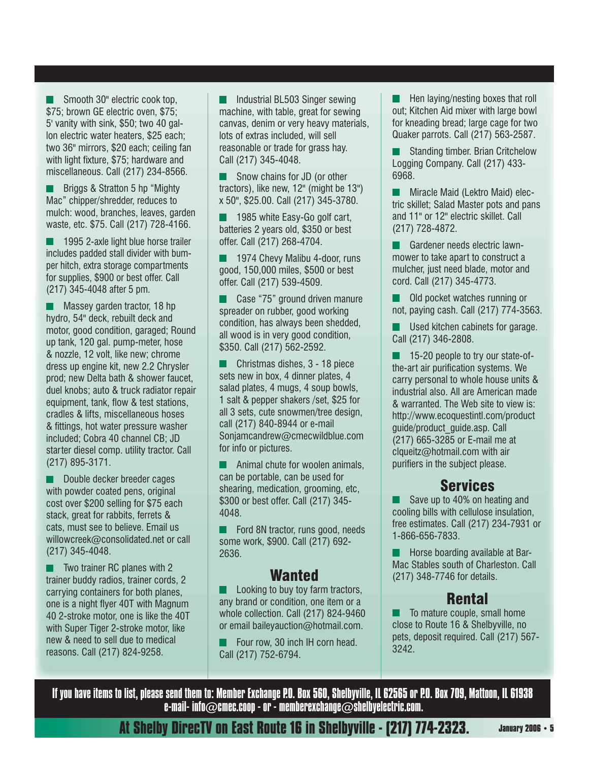- Smooth 30" electric cook top, $75; brown GE electric oven, $75; 5' vanity with sink, $50; two 40 gallon electric water heaters, $25 each; two 36" mirrors, $20 each; ceiling fan with light fixture, $75; hardware and miscellaneous. Call (217) 234-8566.

- Briggs & Stratton 5 hp "Mighty Mac" chipper/shredder, reduces to mulch: wood, branches, leaves, garden waste, etc. $75. Call (217) 728-4166.

- 1995 2-axle light blue horse trailer includes padded stall divider with bumper hitch, extra storage compartments for supplies, $900 or best offer. Call (217) 345-4048 after 5 pm.

- Massey garden tractor, 18 hp hydro, 54" deck, rebuilt deck and motor, good condition, garaged; Round up tank, 120 gal. pump-meter, hose & nozzle, 12 volt, like new; chrome dress up engine kit, new 2.2 Chrysler prod; new Delta bath & shower faucet, duel knobs; auto & truck radiator repair equipment, tank, flow & test stations, cradles & lifts, miscellaneous hoses & fittings, hot water pressure washer included; Cobra 40 channel CB; JD starter diesel comp. utility tractor. Call (217) 895-3171.

- Double decker breeder cages with powder coated pens, original cost over $200 selling for $75 each stack, great for rabbits, ferrets & cats, must see to believe. Email us willowcreek@consolidated.net or call (217) 345-4048.

- Two trainer RC planes with 2 trainer buddy radios, trainer cords, 2 carrying containers for both planes, one is a night flyer 40T with Magnum 40 2-stroke motor, one is like the 40T with Super Tiger 2-stroke motor, like new & need to sell due to medical reasons. Call (217) 824-9258.

- Industrial BL503 Singer sewing machine, with table, great for sewing canvas, denim or very heavy materials, lots of extras included, will sell reasonable or trade for grass hay. Call (217) 345-4048.

- Snow chains for JD (or other tractors), like new, 12" (might be 13") x 50", $25.00. Call (217) 345-3780.

- 1985 white Easy-Go golf cart, batteries 2 years old, $350 or best offer. Call (217) 268-4704.

- 1974 Chevy Malibu 4-door, runs good, 150,000 miles, $500 or best offer. Call (217) 539-4509.

- Case "75" ground driven manure spreader on rubber, good working condition, has always been shedded, all wood is in very good condition, $350. Call (217) 562-2592.

- Christmas dishes, 3 - 18 piece sets new in box, 4 dinner plates, 4 salad plates, 4 mugs, 4 soup bowls, 1 salt & pepper shakers /set, $25 for all 3 sets, cute snowmen/tree design, call (217) 840-8944 or e-mail Sonjamcandrew@cmecwildblue.com for info or pictures.

- Animal chute for woolen animals, can be portable, can be used for shearing, medication, grooming, etc, $300 or best offer. Call (217) 345-4048.

- Ford 8N tractor, runs good, needs some work, $900. Call (217) 692-2636.

## Wanted

- Looking to buy toy farm tractors, any brand or condition, one item or a whole collection. Call (217) 824-9460 or email baileyauction@hotmail.com.

- Four row, 30 inch IH corn head. Call (217) 752-6794.

- Hen laying/nesting boxes that roll out; Kitchen Aid mixer with large bowl for kneading bread; large cage for two Quaker parrots. Call (217) 563-2587.

- Standing timber. Brian Critchelow Logging Company. Call (217) 433-6968.

- Miracle Maid (Lektro Maid) electric skillet; Salad Master pots and pans and 11" or 12" electric skillet. Call (217) 728-4872.

- Gardener needs electric lawnmower to take apart to construct a mulcher, just need blade, motor and cord. Call (217) 345-4773.

- Old pocket watches running or not, paying cash. Call (217) 774-3563.

- Used kitchen cabinets for garage. Call (217) 346-2808.

- 15-20 people to try our state-of-the-art air purification systems. We carry personal to whole house units & industrial also. All are American made & warranted. The Web site to view is: http://www.ecoquestintl.com/product guide/product_guide.asp. Call (217) 665-3285 or E-mail me at clqueitz@hotmail.com with air purifiers in the subject please.

## Services

- Save up to 40% on heating and cooling bills with cellulose insulation, free estimates. Call (217) 234-7931 or 1-866-656-7833.

- Horse boarding available at Bar-Mac Stables south of Charleston. Call (217) 348-7746 for details.

## Rental

- To mature couple, small home close to Route 16 & Shelbyville, no pets, deposit required. Call (217) 567-3242.

**If you have items to list, please send them to: Member Exchange P.O. Box 560, Shelbyville, IL 62565 or P.O. Box 709, Mattoon, IL 61938 e-mail- info@cmec.coop - or - memberexchange@shelbyelectric.com.**

**At Shelby DirecTV on East Route 16 in Shelbyville - (217) 774-2323.**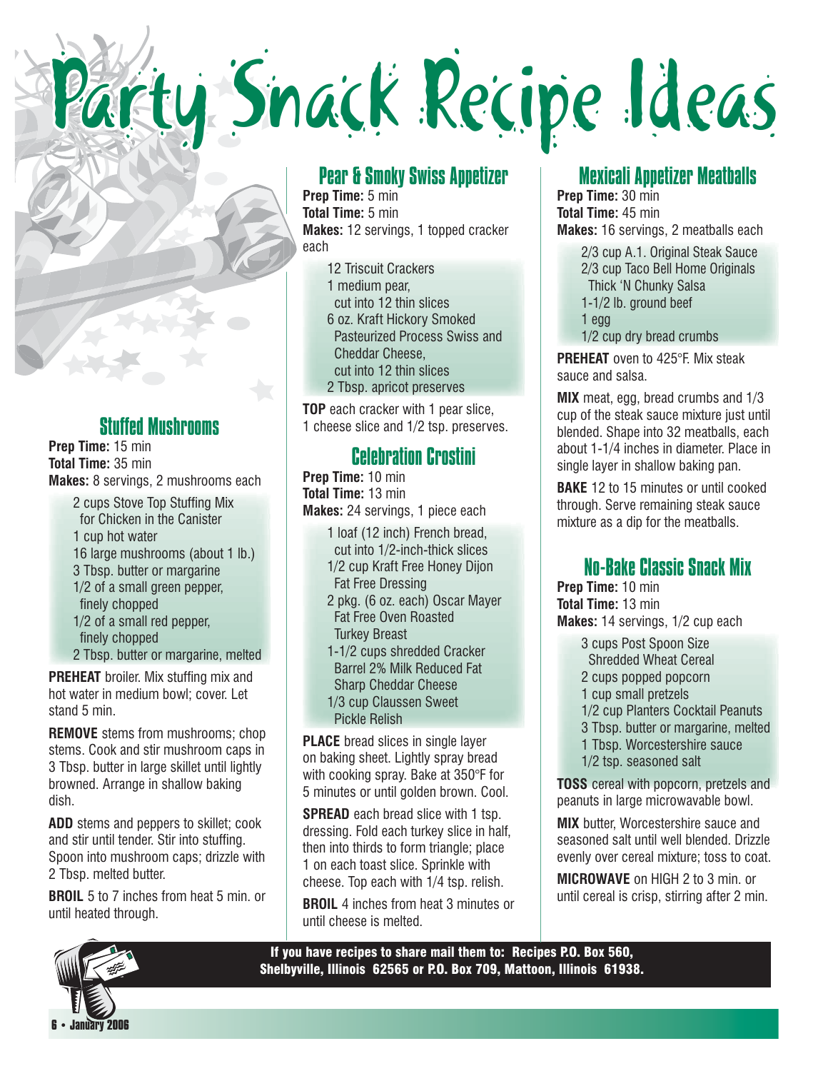# Party Snack Recipe Ideas

## Stuffed Mushrooms

**Prep Time:** 15 min
**Total Time:** 35 min
**Makes:** 8 servings, 2 mushrooms each

- 2 cups Stove Top Stuffing Mix for Chicken in the Canister
- 1 cup hot water
- 16 large mushrooms (about 1 lb.)
- 3 Tbsp. butter or margarine
- 1/2 of a small green pepper, finely chopped
- 1/2 of a small red pepper, finely chopped
- 2 Tbsp. butter or margarine, melted

**PREHEAT** broiler. Mix stuffing mix and hot water in medium bowl; cover. Let stand 5 min.

**REMOVE** stems from mushrooms; chop stems. Cook and stir mushroom caps in 3 Tbsp. butter in large skillet until lightly browned. Arrange in shallow baking dish.

**ADD** stems and peppers to skillet; cook and stir until tender. Stir into stuffing. Spoon into mushroom caps; drizzle with 2 Tbsp. melted butter.

**BROIL** 5 to 7 inches from heat 5 min. or until heated through.

## Pear & Smoky Swiss Appetizer

**Prep Time:** 5 min
**Total Time:** 5 min
**Makes:** 12 servings, 1 topped cracker each

- 12 Triscuit Crackers
- 1 medium pear, cut into 12 thin slices
- 6 oz. Kraft Hickory Smoked Pasteurized Process Swiss and Cheddar Cheese, cut into 12 thin slices
- 2 Tbsp. apricot preserves

**TOP** each cracker with 1 pear slice, 1 cheese slice and 1/2 tsp. preserves.

## Celebration Crostini

**Prep Time:** 10 min
**Total Time:** 13 min
**Makes:** 24 servings, 1 piece each

- 1 loaf (12 inch) French bread, cut into 1/2-inch-thick slices
- 1/2 cup Kraft Free Honey Dijon Fat Free Dressing
- 2 pkg. (6 oz. each) Oscar Mayer Fat Free Oven Roasted Turkey Breast
- 1-1/2 cups shredded Cracker Barrel 2% Milk Reduced Fat Sharp Cheddar Cheese
- 1/3 cup Claussen Sweet Pickle Relish

**PLACE** bread slices in single layer on baking sheet. Lightly spray bread with cooking spray. Bake at 350°F for 5 minutes or until golden brown. Cool.

**SPREAD** each bread slice with 1 tsp. dressing. Fold each turkey slice in half, then into thirds to form triangle; place 1 on each toast slice. Sprinkle with cheese. Top each with 1/4 tsp. relish.

**BROIL** 4 inches from heat 3 minutes or until cheese is melted.

## Mexicali Appetizer Meatballs

**Prep Time:** 30 min
**Total Time:** 45 min
**Makes:** 16 servings, 2 meatballs each

- 2/3 cup A.1. Original Steak Sauce
- 2/3 cup Taco Bell Home Originals Thick 'N Chunky Salsa
- 1-1/2 lb. ground beef
- 1 egg
- 1/2 cup dry bread crumbs

**PREHEAT** oven to 425°F. Mix steak sauce and salsa.

**MIX** meat, egg, bread crumbs and 1/3 cup of the steak sauce mixture just until blended. Shape into 32 meatballs, each about 1-1/4 inches in diameter. Place in single layer in shallow baking pan.

**BAKE** 12 to 15 minutes or until cooked through. Serve remaining steak sauce mixture as a dip for the meatballs.

## No-Bake Classic Snack Mix

**Prep Time:** 10 min
**Total Time:** 13 min
**Makes:** 14 servings, 1/2 cup each

- 3 cups Post Spoon Size Shredded Wheat Cereal
- 2 cups popped popcorn
- 1 cup small pretzels
- 1/2 cup Planters Cocktail Peanuts
- 3 Tbsp. butter or margarine, melted
- 1 Tbsp. Worcestershire sauce
- 1/2 tsp. seasoned salt

**TOSS** cereal with popcorn, pretzels and peanuts in large microwavable bowl.

**MIX** butter, Worcestershire sauce and seasoned salt until well blended. Drizzle evenly over cereal mixture; toss to coat.

**MICROWAVE** on HIGH 2 to 3 min. or until cereal is crisp, stirring after 2 min.

**If you have recipes to share mail them to: Recipes P.O. Box 560, Shelbyville, Illinois 62565 or P.O. Box 709, Mattoon, Illinois 61938.**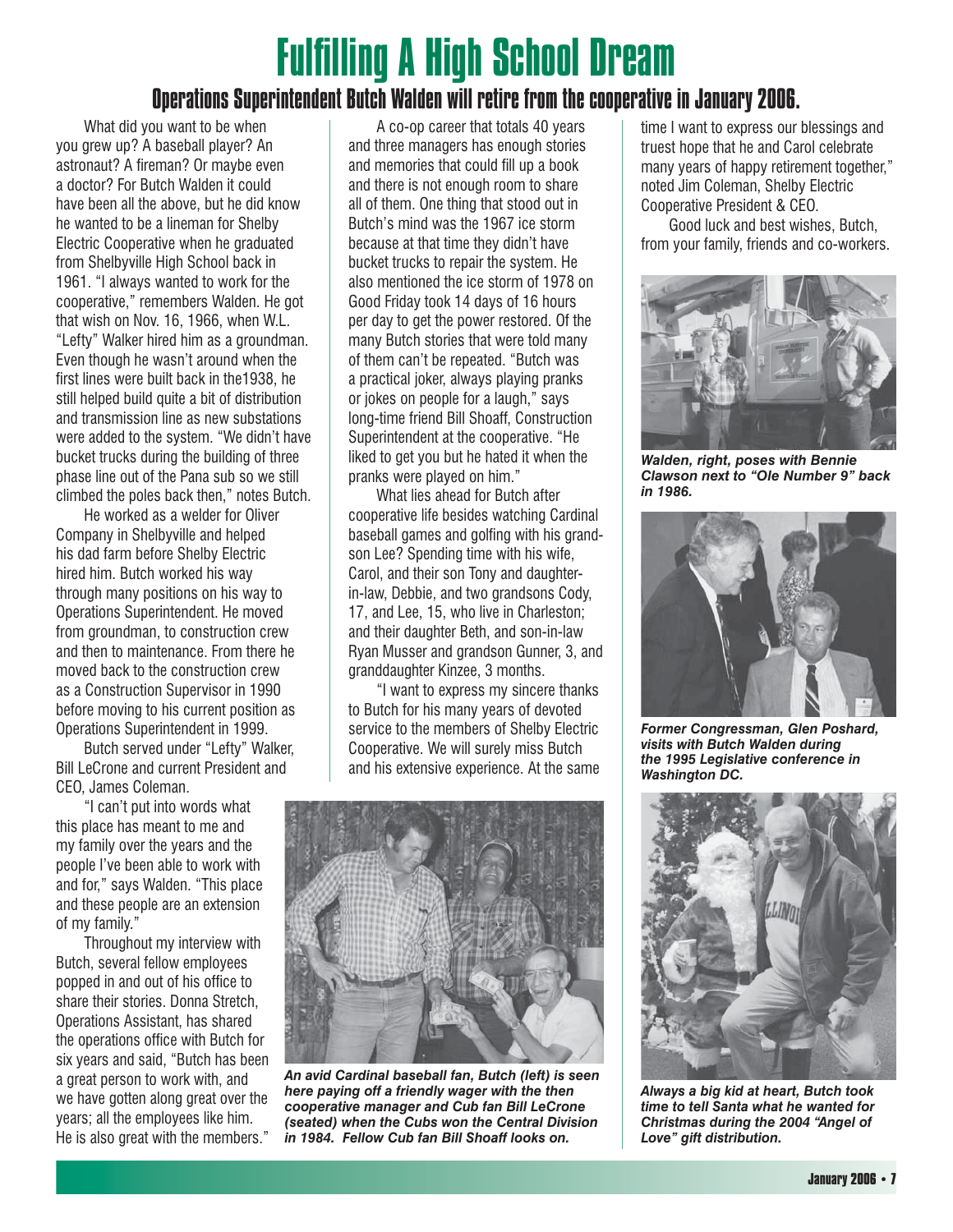# Fulfilling A High School Dream

## Operations Superintendent Butch Walden will retire from the cooperative in January 2006.

What did you want to be when you grew up? A baseball player? An astronaut? A fireman? Or maybe even a doctor? For Butch Walden it could have been all the above, but he did know he wanted to be a lineman for Shelby Electric Cooperative when he graduated from Shelbyville High School back in 1961. "I always wanted to work for the cooperative," remembers Walden. He got that wish on Nov. 16, 1966, when W.L. "Lefty" Walker hired him as a groundman. Even though he wasn't around when the first lines were built back in the1938, he still helped build quite a bit of distribution and transmission line as new substations were added to the system. "We didn't have bucket trucks during the building of three phase line out of the Pana sub so we still climbed the poles back then," notes Butch.

He worked as a welder for Oliver Company in Shelbyville and helped his dad farm before Shelby Electric hired him. Butch worked his way through many positions on his way to Operations Superintendent. He moved from groundman, to construction crew and then to maintenance. From there he moved back to the construction crew as a Construction Supervisor in 1990 before moving to his current position as Operations Superintendent in 1999.

Butch served under "Lefty" Walker, Bill LeCrone and current President and CEO, James Coleman.

"I can't put into words what this place has meant to me and my family over the years and the people I've been able to work with and for," says Walden. "This place and these people are an extension of my family."

Throughout my interview with Butch, several fellow employees popped in and out of his office to share their stories. Donna Stretch, Operations Assistant, has shared the operations office with Butch for six years and said, "Butch has been a great person to work with, and we have gotten along great over the years; all the employees like him. He is also great with the members."

A co-op career that totals 40 years and three managers has enough stories and memories that could fill up a book and there is not enough room to share all of them. One thing that stood out in Butch's mind was the 1967 ice storm because at that time they didn't have bucket trucks to repair the system. He also mentioned the ice storm of 1978 on Good Friday took 14 days of 16 hours per day to get the power restored. Of the many Butch stories that were told many of them can't be repeated. "Butch was a practical joker, always playing pranks or jokes on people for a laugh," says long-time friend Bill Shoaff, Construction Superintendent at the cooperative. "He liked to get you but he hated it when the pranks were played on him."

What lies ahead for Butch after cooperative life besides watching Cardinal baseball games and golfing with his grandson Lee? Spending time with his wife, Carol, and their son Tony and daughter-in-law, Debbie, and two grandsons Cody, 17, and Lee, 15, who live in Charleston; and their daughter Beth, and son-in-law Ryan Musser and grandson Gunner, 3, and granddaughter Kinzee, 3 months.

"I want to express my sincere thanks to Butch for his many years of devoted service to the members of Shelby Electric Cooperative. We will surely miss Butch and his extensive experience. At the same time I want to express our blessings and truest hope that he and Carol celebrate many years of happy retirement together," noted Jim Coleman, Shelby Electric Cooperative President & CEO.

Good luck and best wishes, Butch, from your family, friends and co-workers.

***An avid Cardinal baseball fan, Butch (left) is seen here paying off a friendly wager with the then cooperative manager and Cub fan Bill LeCrone (seated) when the Cubs won the Central Division in 1984. Fellow Cub fan Bill Shoaff looks on.***

***Walden, right, poses with Bennie Clawson next to "Ole Number 9" back in 1986.***

***Former Congressman, Glen Poshard, visits with Butch Walden during the 1995 Legislative conference in Washington DC.***

***Always a big kid at heart, Butch took time to tell Santa what he wanted for Christmas during the 2004 "Angel of Love" gift distribution.***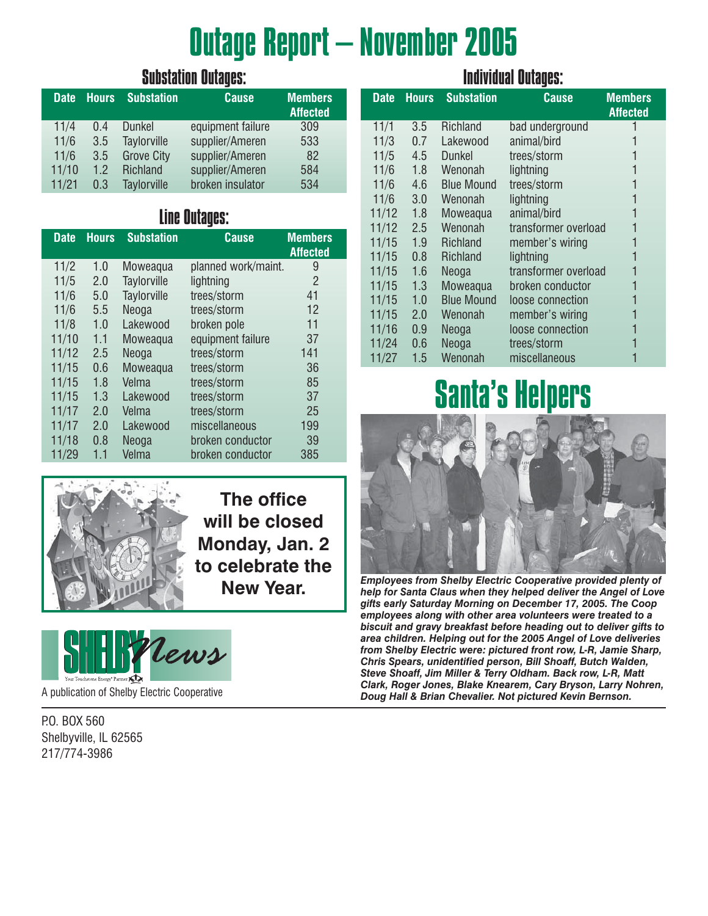# Outage Report – November 2005

## Substation Outages:

| Date | Hours | Substation | Cause | Members Affected |
|---|---|---|---|---|
| 11/4 | 0.4 | Dunkel | equipment failure | 309 |
| 11/6 | 3.5 | Taylorville | supplier/Ameren | 533 |
| 11/6 | 3.5 | Grove City | supplier/Ameren | 82 |
| 11/10 | 1.2 | Richland | supplier/Ameren | 584 |
| 11/21 | 0.3 | Taylorville | broken insulator | 534 |

## Line Outages:

| Date | Hours | Substation | Cause | Members Affected |
|---|---|---|---|---|
| 11/2 | 1.0 | Moweaqua | planned work/maint. | 9 |
| 11/5 | 2.0 | Taylorville | lightning | 2 |
| 11/6 | 5.0 | Taylorville | trees/storm | 41 |
| 11/6 | 5.5 | Neoga | trees/storm | 12 |
| 11/8 | 1.0 | Lakewood | broken pole | 11 |
| 11/10 | 1.1 | Moweaqua | equipment failure | 37 |
| 11/12 | 2.5 | Neoga | trees/storm | 141 |
| 11/15 | 0.6 | Moweaqua | trees/storm | 36 |
| 11/15 | 1.8 | Velma | trees/storm | 85 |
| 11/15 | 1.3 | Lakewood | trees/storm | 37 |
| 11/17 | 2.0 | Velma | trees/storm | 25 |
| 11/17 | 2.0 | Lakewood | miscellaneous | 199 |
| 11/18 | 0.8 | Neoga | broken conductor | 39 |
| 11/29 | 1.1 | Velma | broken conductor | 385 |

## Individual Outages:

| Date | Hours | Substation | Cause | Members Affected |
|---|---|---|---|---|
| 11/1 | 3.5 | Richland | bad underground | 1 |
| 11/3 | 0.7 | Lakewood | animal/bird | 1 |
| 11/5 | 4.5 | Dunkel | trees/storm | 1 |
| 11/6 | 1.8 | Wenonah | lightning | 1 |
| 11/6 | 4.6 | Blue Mound | trees/storm | 1 |
| 11/6 | 3.0 | Wenonah | lightning | 1 |
| 11/12 | 1.8 | Moweaqua | animal/bird | 1 |
| 11/12 | 2.5 | Wenonah | transformer overload | 1 |
| 11/15 | 1.9 | Richland | member's wiring | 1 |
| 11/15 | 0.8 | Richland | lightning | 1 |
| 11/15 | 1.6 | Neoga | transformer overload | 1 |
| 11/15 | 1.3 | Moweaqua | broken conductor | 1 |
| 11/15 | 1.0 | Blue Mound | loose connection | 1 |
| 11/15 | 2.0 | Wenonah | member's wiring | 1 |
| 11/16 | 0.9 | Neoga | loose connection | 1 |
| 11/24 | 0.6 | Neoga | trees/storm | 1 |
| 11/27 | 1.5 | Wenonah | miscellaneous | 1 |

**The office will be closed Monday, Jan. 2 to celebrate the New Year.**

# Santa's Helpers

*Employees from Shelby Electric Cooperative provided plenty of help for Santa Claus when they helped deliver the Angel of Love gifts early Saturday Morning on December 17, 2005. The Coop employees along with other area volunteers were treated to a biscuit and gravy breakfast before heading out to deliver gifts to area children. Helping out for the 2005 Angel of Love deliveries from Shelby Electric were: pictured front row, L-R, Jamie Sharp, Chris Spears, unidentified person, Bill Shoaff, Butch Walden, Steve Shoaff, Jim Miller & Terry Oldham. Back row, L-R, Matt Clark, Roger Jones, Blake Knearem, Cary Bryson, Larry Nohren, Doug Hall & Brian Chevalier. Not pictured Kevin Bernson.*

SHELBY News

Your Touchstone Energy® Partner

A publication of Shelby Electric Cooperative

P.O. BOX 560
Shelbyville, IL 62565
217/774-3986